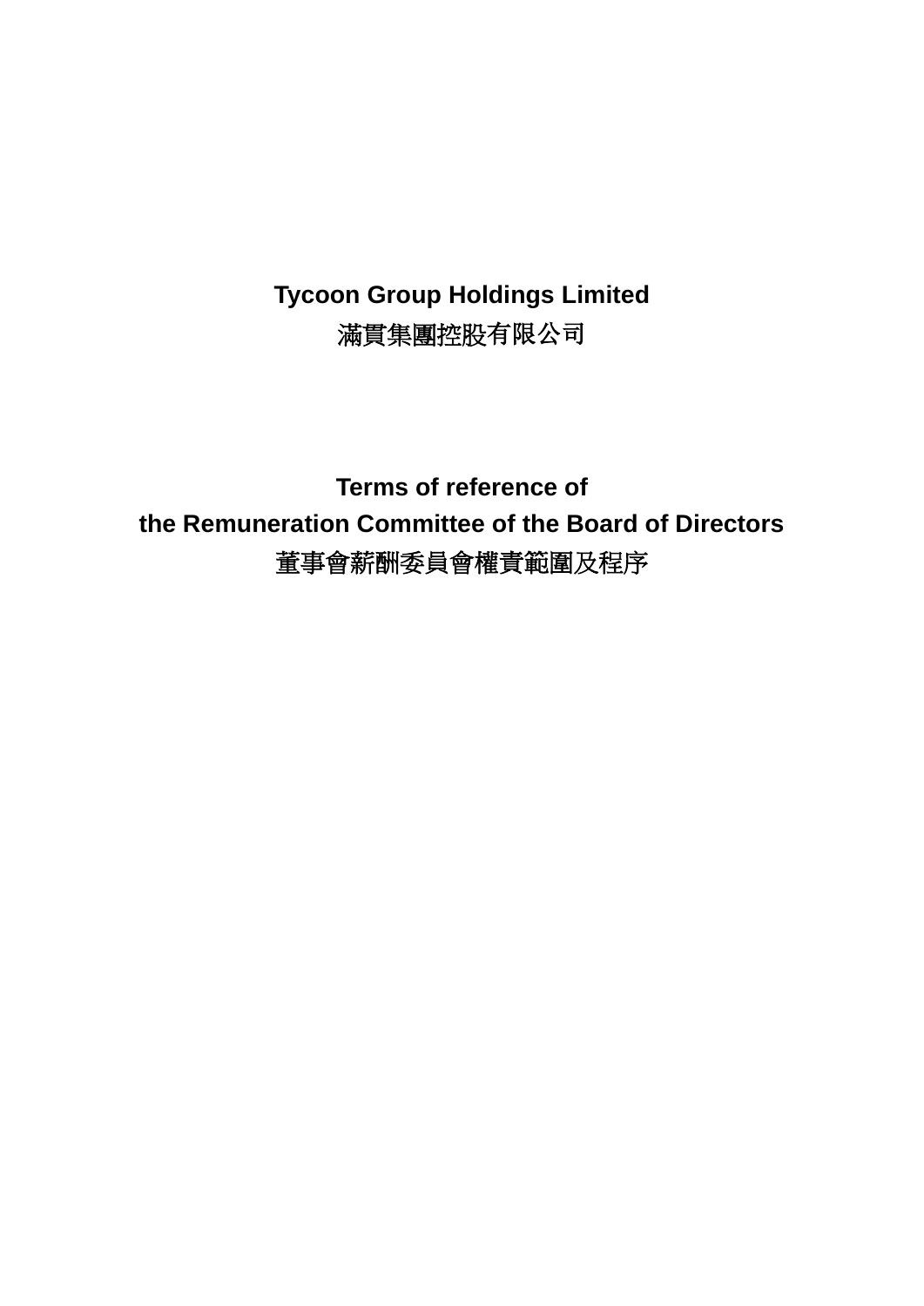# Tycoon Group Holdings Limited
# 滿貫集團控股有限公司

## Terms of reference of
## the Remuneration Committee of the Board of Directors
## 董事會薪酬委員會權責範圍及程序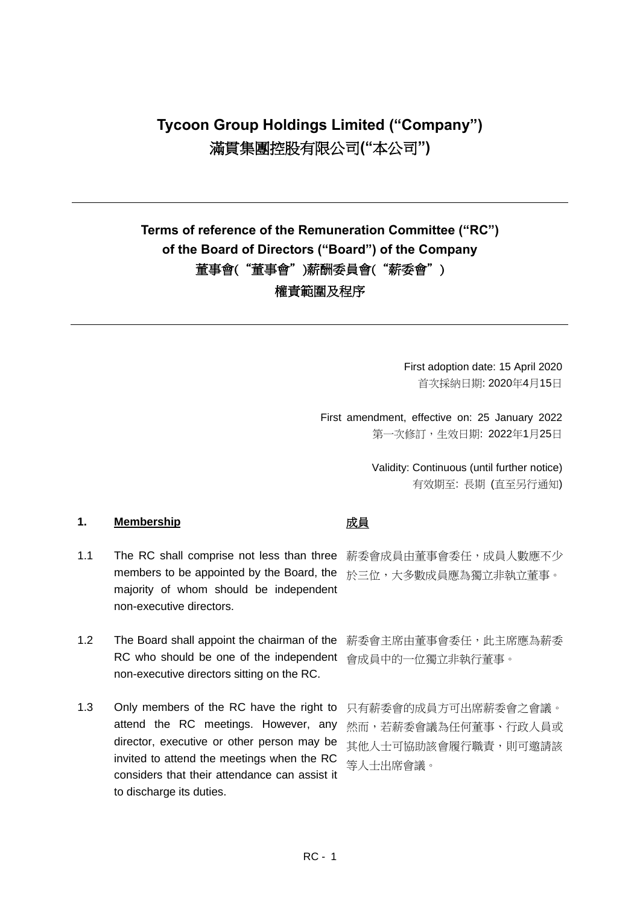# Tycoon Group Holdings Limited ("Company")
# 滿貫集團控股有限公司("本公司")

---

## Terms of reference of the Remuneration Committee ("RC") of the Board of Directors ("Board") of the Company
## 董事會("董事會")薪酬委員會("薪委會")
## 權責範圍及程序

---

First adoption date: 15 April 2020
首次採納日期: 2020年4月15日

First amendment, effective on: 25 January 2022
第一次修訂，生效日期: 2022年1月25日

Validity: Continuous (until further notice)
有效期至: 長期 (直至另行通知)

### 1. Membership 成員

1.1 The RC shall comprise not less than three members to be appointed by the Board, the majority of whom should be independent non-executive directors.

薪委會成員由董事會委任，成員人數應不少於三位，大多數成員應為獨立非執立董事。

1.2 The Board shall appoint the chairman of the RC who should be one of the independent non-executive directors sitting on the RC.

薪委會主席由董事會委任，此主席應為薪委會成員中的一位獨立非執行董事。

1.3 Only members of the RC have the right to attend the RC meetings. However, any director, executive or other person may be invited to attend the meetings when the RC considers that their attendance can assist it to discharge its duties.

只有薪委會的成員方可出席薪委會之會議。然而，若薪委會議為任何董事、行政人員或其他人士可協助該會履行職責，則可邀請該等人士出席會議。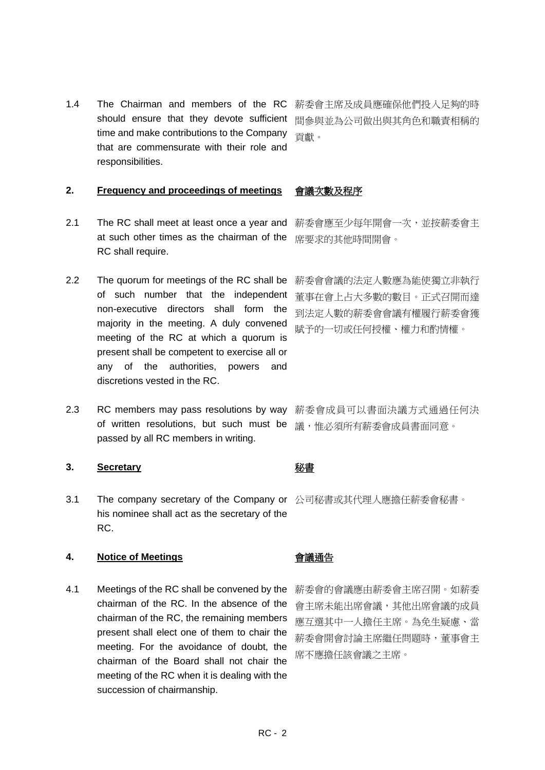1.4 The Chairman and members of the RC should ensure that they devote sufficient time and make contributions to the Company that are commensurate with their role and responsibilities.

薪委會主席及成員應確保他們投入足夠的時間參與並為公司做出與其角色和職責相稱的貢獻。

## 2. Frequency and proceedings of meetings 會議次數及程序

2.1 The RC shall meet at least once a year and at such other times as the chairman of the RC shall require.

薪委會應至少每年開會一次，並按薪委會主席要求的其他時間開會。

2.2 The quorum for meetings of the RC shall be of such number that the independent non-executive directors shall form the majority in the meeting. A duly convened meeting of the RC at which a quorum is present shall be competent to exercise all or any of the authorities, powers and discretions vested in the RC.

薪委會會議的法定人數應為能使獨立非執行董事在會上占大多數的數目。正式召開而達到法定人數的薪委會會議有權履行薪委會獲賦予的一切或任何授權、權力和酌情權。

2.3 RC members may pass resolutions by way of written resolutions, but such must be passed by all RC members in writing.

薪委會成員可以書面決議方式通過任何決議，惟必須所有薪委會成員書面同意。

## 3. Secretary 秘書

3.1 The company secretary of the Company or his nominee shall act as the secretary of the RC.

公司秘書或其代理人應擔任薪委會秘書。

## 4. Notice of Meetings 會議通告

4.1 Meetings of the RC shall be convened by the chairman of the RC. In the absence of the chairman of the RC, the remaining members present shall elect one of them to chair the meeting. For the avoidance of doubt, the chairman of the Board shall not chair the meeting of the RC when it is dealing with the succession of chairmanship.

薪委會的會議應由薪委會主席召開。如薪委會主席未能出席會議，其他出席會議的成員應互選其中一人擔任主席。為免生疑慮、當薪委會開會討論主席繼任問題時，董事會主席不應擔任該會議之主席。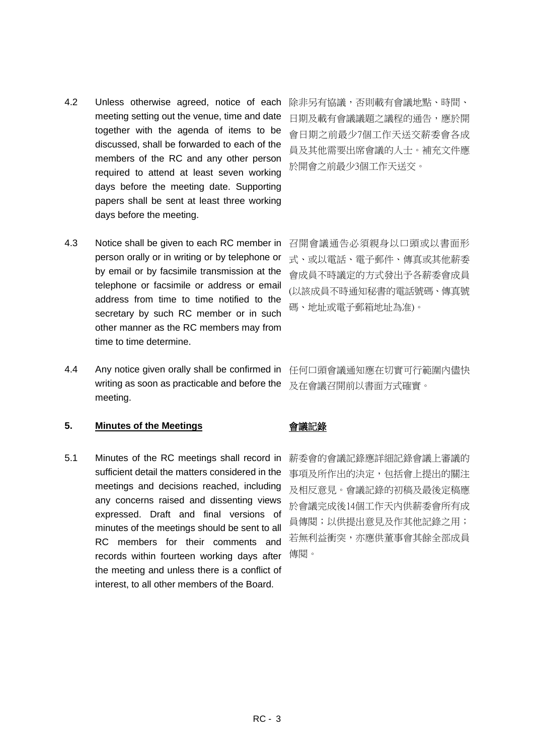4.2 Unless otherwise agreed, notice of each meeting setting out the venue, time and date together with the agenda of items to be discussed, shall be forwarded to each of the members of the RC and any other person required to attend at least seven working days before the meeting date. Supporting papers shall be sent at least three working days before the meeting.

除非另有協議，否則載有會議地點、時間、日期及載有會議議題之議程的通告，應於開會日期之前最少7個工作天送交薪委會各成員及其他需要出席會議的人士。補充文件應於開會之前最少3個工作天送交。

4.3 Notice shall be given to each RC member in person orally or in writing or by telephone or by email or by facsimile transmission at the telephone or facsimile or address or email address from time to time notified to the secretary by such RC member or in such other manner as the RC members may from time to time determine.

召開會議通告必須親身以口頭或以書面形式、或以電話、電子郵件、傳真或其他薪委會成員不時議定的方式發出予各薪委會成員(以該成員不時通知秘書的電話號碼、傳真號碼、地址或電子郵箱地址為准)。

4.4 Any notice given orally shall be confirmed in writing as soon as practicable and before the meeting.

任何口頭會議通知應在切實可行範圍內儘快及在會議召開前以書面方式確實。

## 5. Minutes of the Meetings

## 會議記錄

5.1 Minutes of the RC meetings shall record in sufficient detail the matters considered in the meetings and decisions reached, including any concerns raised and dissenting views expressed. Draft and final versions of minutes of the meetings should be sent to all RC members for their comments and records within fourteen working days after the meeting and unless there is a conflict of interest, to all other members of the Board.

薪委會的會議記錄應詳細記錄會議上審議的事項及所作出的決定，包括會上提出的關注及相反意見。會議記錄的初稿及最後定稿應於會議完成後14個工作天內供薪委會所有成員傳閱；以供提出意見及作其他記錄之用；若無利益衝突，亦應供董事會其餘全部成員傳閱。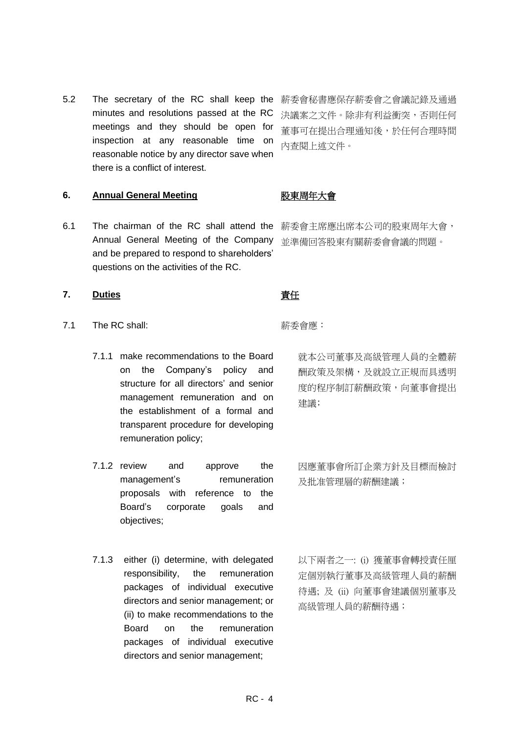5.2 The secretary of the RC shall keep the minutes and resolutions passed at the RC meetings and they should be open for inspection at any reasonable time on reasonable notice by any director save when there is a conflict of interest.

薪委會秘書應保存薪委會之會議記錄及通過決議案之文件。除非有利益衝突，否則任何董事可在提出合理通知後，於任何合理時間內查閱上述文件。

## 6. <u>Annual General Meeting</u> <u>股東周年大會</u>

6.1 The chairman of the RC shall attend the Annual General Meeting of the Company and be prepared to respond to shareholders' questions on the activities of the RC.

薪委會主席應出席本公司的股東周年大會，並準備回答股東有關薪委會會議的問題。

## 7. <u>Duties</u> <u>責任</u>

7.1 The RC shall:

薪委會應：

7.1.1 make recommendations to the Board on the Company's policy and structure for all directors' and senior management remuneration and on the establishment of a formal and transparent procedure for developing remuneration policy;

就本公司董事及高級管理人員的全體薪酬政策及架構，及就設立正規而具透明度的程序制訂薪酬政策，向董事會提出建議；

7.1.2 review and approve the management's remuneration proposals with reference to the Board's corporate goals and objectives;

因應董事會所訂企業方針及目標而檢討及批准管理層的薪酬建議；

7.1.3 either (i) determine, with delegated responsibility, the remuneration packages of individual executive directors and senior management; or (ii) to make recommendations to the Board on the remuneration packages of individual executive directors and senior management;

以下兩者之一: (i) 獲董事會轉授責任厘定個別執行董事及高級管理人員的薪酬待遇; 及 (ii) 向董事會建議個別董事及高級管理人員的薪酬待遇；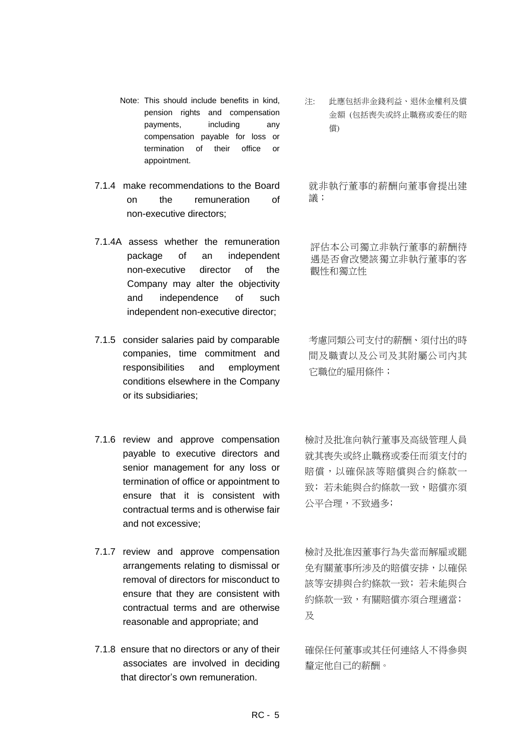Note: This should include benefits in kind, pension rights and compensation payments, including any compensation payable for loss or termination of their office or appointment.

注: 此應包括非金錢利益、退休金權利及償金額 (包括喪失或終止職務或委任的賠償)

7.1.4 make recommendations to the Board on the remuneration of non-executive directors;

就非執行董事的薪酬向董事會提出建議；

7.1.4A assess whether the remuneration package of an independent non-executive director of the Company may alter the objectivity and independence of such independent non-executive director;

評估本公司獨立非執行董事的薪酬待遇是否會改變該獨立非執行董事的客觀性和獨立性

7.1.5 consider salaries paid by comparable companies, time commitment and responsibilities and employment conditions elsewhere in the Company or its subsidiaries;

考慮同類公司支付的薪酬、須付出的時間及職責以及公司及其附屬公司內其它職位的雇用條件；

7.1.6 review and approve compensation payable to executive directors and senior management for any loss or termination of office or appointment to ensure that it is consistent with contractual terms and is otherwise fair and not excessive;

檢討及批准向執行董事及高級管理人員就其喪失或終止職務或委任而須支付的賠償，以確保該等賠償與合約條款一致; 若未能與合約條款一致，賠償亦須公平合理，不致過多;

7.1.7 review and approve compensation arrangements relating to dismissal or removal of directors for misconduct to ensure that they are consistent with contractual terms and are otherwise reasonable and appropriate; and

檢討及批准因董事行為失當而解雇或罷免有關董事所涉及的賠償安排，以確保該等安排與合約條款一致; 若未能與合約條款一致，有關賠償亦須合理適當; 及

7.1.8 ensure that no directors or any of their associates are involved in deciding that director's own remuneration.

確保任何董事或其任何連絡人不得參與釐定他自己的薪酬。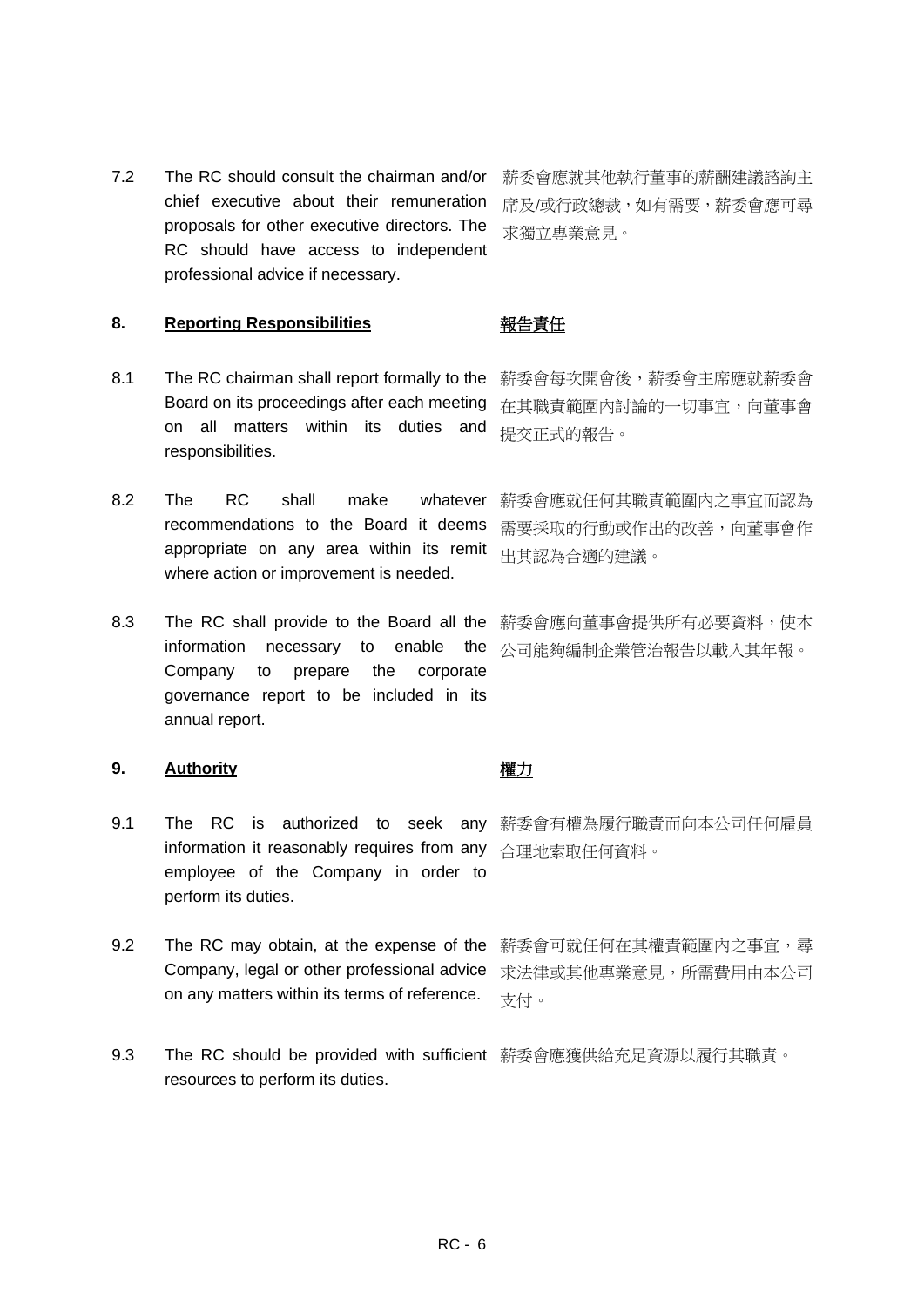7.2 The RC should consult the chairman and/or chief executive about their remuneration proposals for other executive directors. The RC should have access to independent professional advice if necessary.

薪委會應就其他執行董事的薪酬建議諮詢主席及/或行政總裁，如有需要，薪委會應可尋求獨立專業意見。

## 8. Reporting Responsibilities 報告責任

8.1 The RC chairman shall report formally to the Board on its proceedings after each meeting on all matters within its duties and responsibilities.

薪委會每次開會後，薪委會主席應就薪委會在其職責範圍內討論的一切事宜，向董事會提交正式的報告。

8.2 The RC shall make whatever recommendations to the Board it deems appropriate on any area within its remit where action or improvement is needed.

薪委會應就任何其職責範圍內之事宜而認為需要採取的行動或作出的改善，向董事會作出其認為合適的建議。

8.3 The RC shall provide to the Board all the information necessary to enable the Company to prepare the corporate governance report to be included in its annual report.

薪委會應向董事會提供所有必要資料，使本公司能夠編制企業管治報告以載入其年報。

## 9. Authority 權力

9.1 The RC is authorized to seek any information it reasonably requires from any employee of the Company in order to perform its duties.

薪委會有權為履行職責而向本公司任何雇員合理地索取任何資料。

9.2 The RC may obtain, at the expense of the Company, legal or other professional advice on any matters within its terms of reference.

薪委會可就任何在其權責範圍內之事宜，尋求法律或其他專業意見，所需費用由本公司支付。

9.3 The RC should be provided with sufficient resources to perform its duties.

薪委會應獲供給充足資源以履行其職責。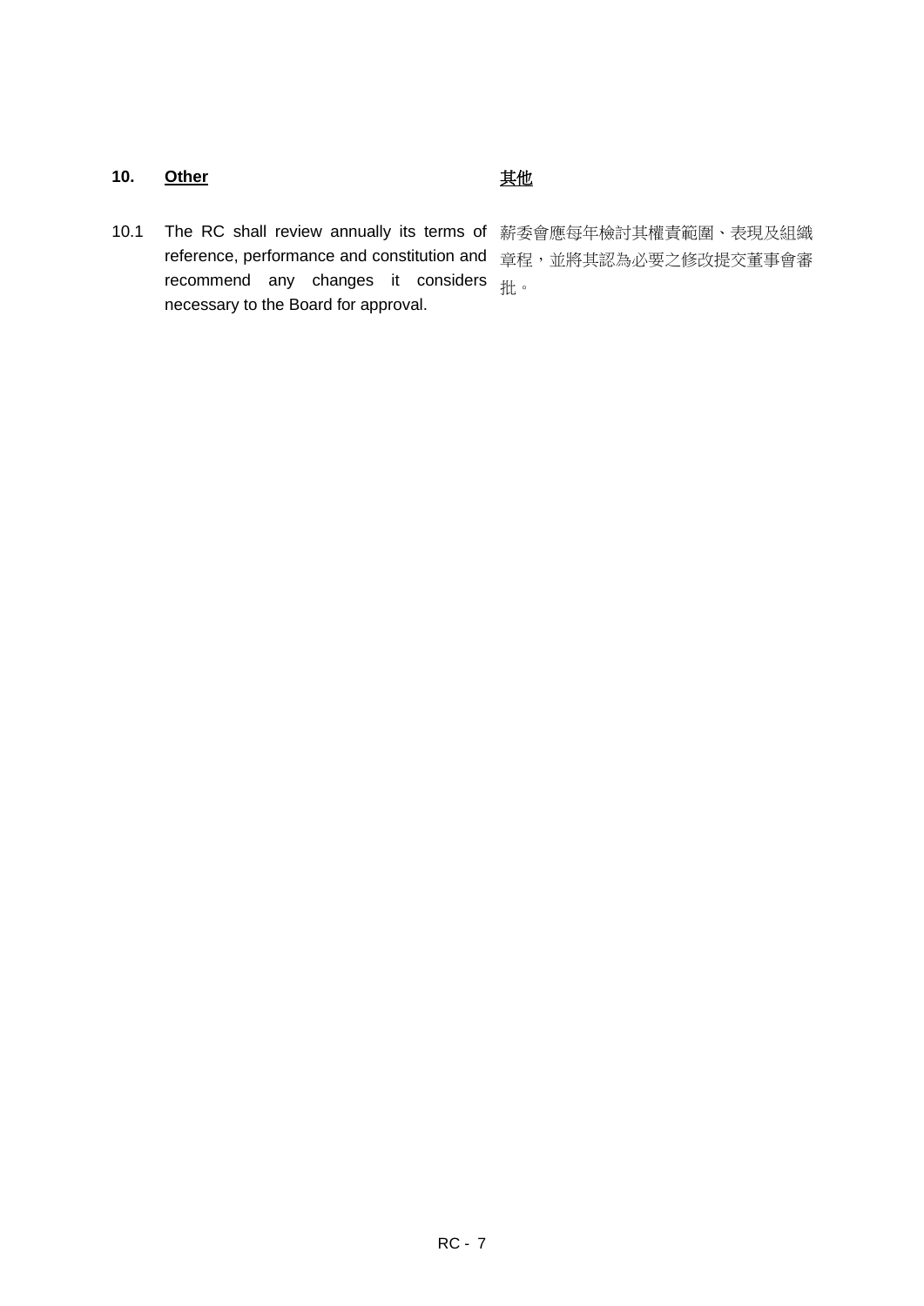## 10. Other 其他

10.1 The RC shall review annually its terms of reference, performance and constitution and recommend any changes it considers necessary to the Board for approval.

薪委會應每年檢討其權責範圍、表現及組織章程，並將其認為必要之修改提交董事會審批。